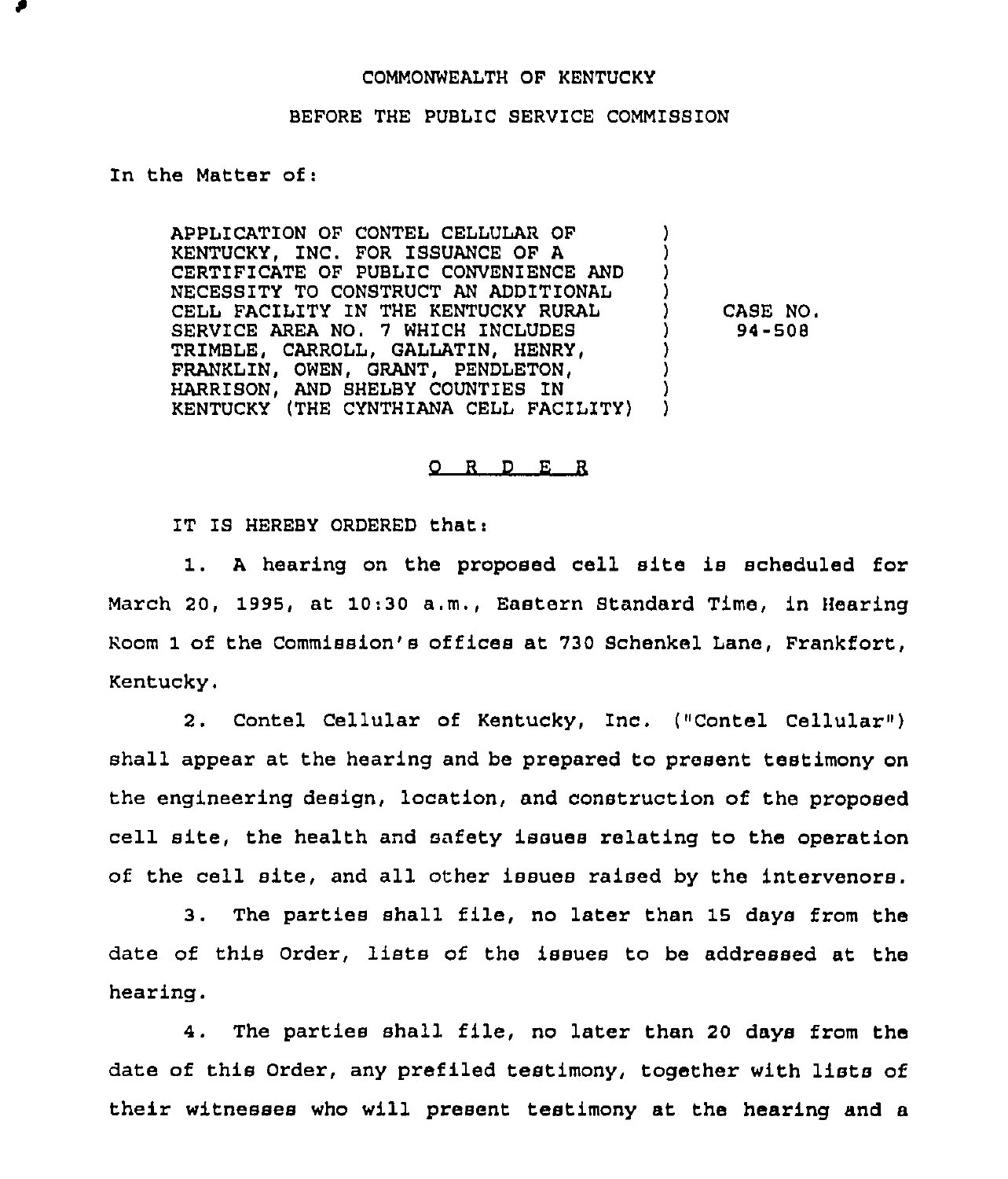COMMONWEALTH OF KENTUCKY

BEFORE THE PUBLIC SERVICE COMMISSION

In the Matter of:

APPLICATION OF CONTEL CELLULAR OF KENTUCKY, INC. FOR ISSUANCE OF A CERTIFICATE OF PUBLIC CONVENIENCE AND NECESSITY TO CONSTRUCT AN ADDITIONAL CELL FACILITY IN THE KENTUCKY RURAL SERVICE AREA NO. 7 WHICH INCLUDES TRIMBLE, CARROLL, GALLATIN, HENRY, FRANKLIN, OWEN, GRANT, PENDLETON, HARRISON, AND SHELBY COUNTIES IN KENTUCKY (THE CYNTHIANA CELL FACILITY)

CASE NO. 94-508

O R D E R

IT IS HEREBY ORDERED that:

1. A hearing on the proposed cell site is scheduled for March 20, 1995, at 10:30 a.m., Eastern Standard Time, in Hearing Room 1 of the Commission's offices at 730 Schenkel Lane, Frankfort, Kentucky.

2. Contel Cellular of Kentucky, Inc. ("Contel Cellular") shall appear at the hearing and be prepared to present testimony on the engineering design, location, and construction of the proposed cell site, the health and safety issues relating to the operation of the cell site, and all other issues raised by the intervenors.

3. The parties shall file, no later than 15 days from the date of this Order, lists of the issues to be addressed at the hearing.

4. The parties shall file, no later than 20 days from the date of this Order, any prefiled testimony, together with lists of their witnesses who will present testimony at the hearing and a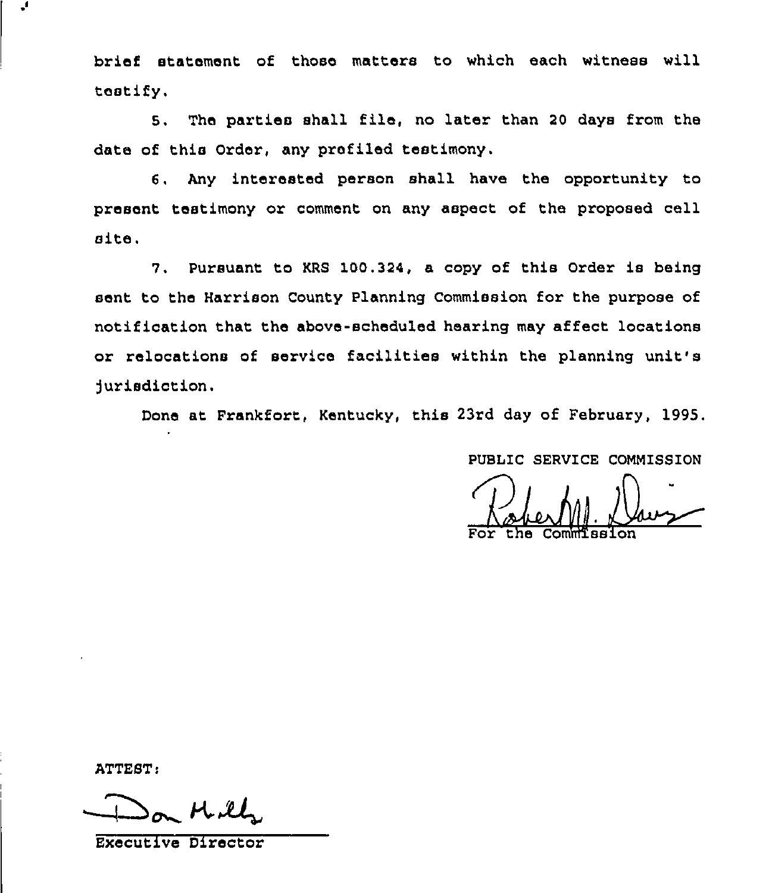brief statement of those matters to which each witness will testify.

5. The parties shall file, no later than 20 days from the date of this Order, any prefiled testimony.

6. Any interested person shall have the opportunity to present testimony or comment on any aspect of the proposed cell site.

7. Pursuant to KRS 100.324, a copy of this Order is being sent to the Harrison County Planning Commission for the purpose of notification that the above-scheduled hearing may affect locations or relocations of service facilities within the planning unit's jurisdiction.

Done at Frankfort, Kentucky, this 23rd day of February, 1995.

PUBLIC SERVICE COMMISSION

For the Commission

ATTEST:

Executive Director